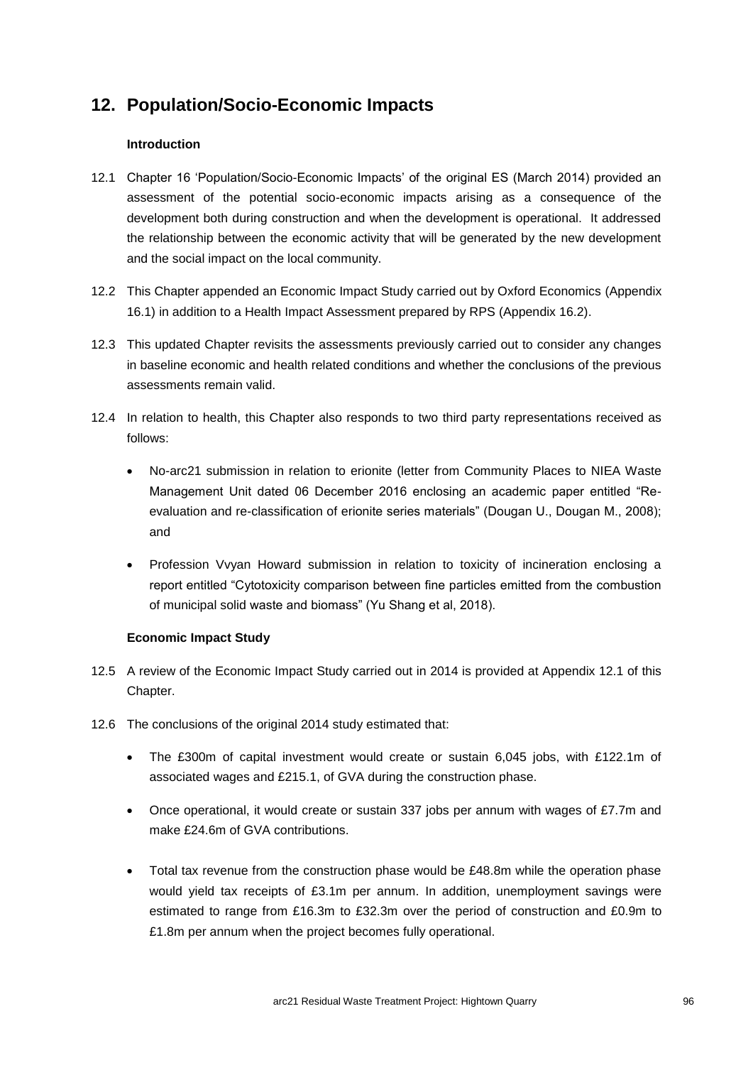# 12. Population/Socio-Economic Impacts

### Introduction

12.1 Chapter 16 'Population/Socio-Economic Impacts' of the original ES (March 2014) provided an assessment of the potential socio-economic impacts arising as a consequence of the development both during construction and when the development is operational. It addressed the relationship between the economic activity that will be generated by the new development and the social impact on the local community.

12.2 This Chapter appended an Economic Impact Study carried out by Oxford Economics (Appendix 16.1) in addition to a Health Impact Assessment prepared by RPS (Appendix 16.2).

12.3 This updated Chapter revisits the assessments previously carried out to consider any changes in baseline economic and health related conditions and whether the conclusions of the previous assessments remain valid.

12.4 In relation to health, this Chapter also responds to two third party representations received as follows:

- No-arc21 submission in relation to erionite (letter from Community Places to NIEA Waste Management Unit dated 06 December 2016 enclosing an academic paper entitled "Re-evaluation and re-classification of erionite series materials" (Dougan U., Dougan M., 2008); and
- Profession Vvyan Howard submission in relation to toxicity of incineration enclosing a report entitled "Cytotoxicity comparison between fine particles emitted from the combustion of municipal solid waste and biomass" (Yu Shang et al, 2018).

### Economic Impact Study

12.5 A review of the Economic Impact Study carried out in 2014 is provided at Appendix 12.1 of this Chapter.

12.6 The conclusions of the original 2014 study estimated that:

- The £300m of capital investment would create or sustain 6,045 jobs, with £122.1m of associated wages and £215.1, of GVA during the construction phase.
- Once operational, it would create or sustain 337 jobs per annum with wages of £7.7m and make £24.6m of GVA contributions.
- Total tax revenue from the construction phase would be £48.8m while the operation phase would yield tax receipts of £3.1m per annum. In addition, unemployment savings were estimated to range from £16.3m to £32.3m over the period of construction and £0.9m to £1.8m per annum when the project becomes fully operational.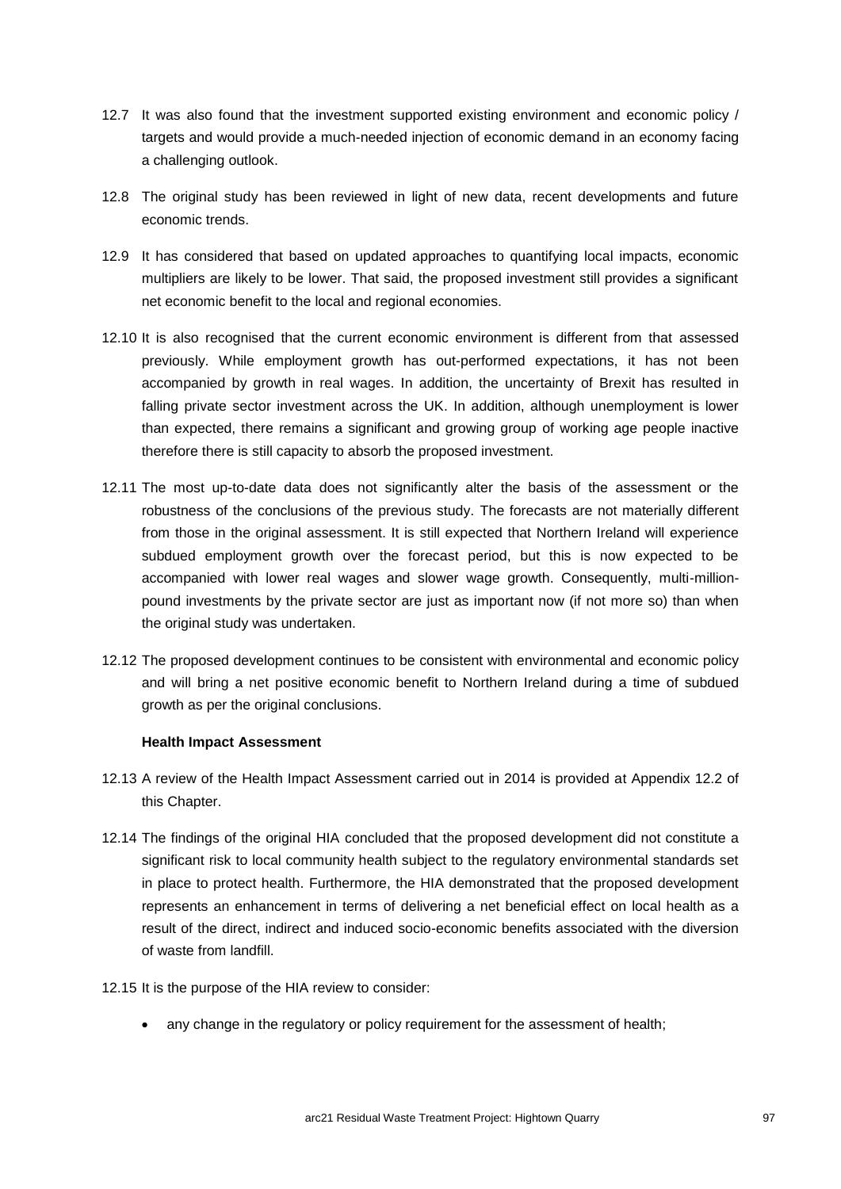12.7 It was also found that the investment supported existing environment and economic policy / targets and would provide a much-needed injection of economic demand in an economy facing a challenging outlook.

12.8 The original study has been reviewed in light of new data, recent developments and future economic trends.

12.9 It has considered that based on updated approaches to quantifying local impacts, economic multipliers are likely to be lower. That said, the proposed investment still provides a significant net economic benefit to the local and regional economies.

12.10 It is also recognised that the current economic environment is different from that assessed previously. While employment growth has out-performed expectations, it has not been accompanied by growth in real wages. In addition, the uncertainty of Brexit has resulted in falling private sector investment across the UK. In addition, although unemployment is lower than expected, there remains a significant and growing group of working age people inactive therefore there is still capacity to absorb the proposed investment.

12.11 The most up-to-date data does not significantly alter the basis of the assessment or the robustness of the conclusions of the previous study. The forecasts are not materially different from those in the original assessment. It is still expected that Northern Ireland will experience subdued employment growth over the forecast period, but this is now expected to be accompanied with lower real wages and slower wage growth. Consequently, multi-million-pound investments by the private sector are just as important now (if not more so) than when the original study was undertaken.

12.12 The proposed development continues to be consistent with environmental and economic policy and will bring a net positive economic benefit to Northern Ireland during a time of subdued growth as per the original conclusions.

**Health Impact Assessment**

12.13 A review of the Health Impact Assessment carried out in 2014 is provided at Appendix 12.2 of this Chapter.

12.14 The findings of the original HIA concluded that the proposed development did not constitute a significant risk to local community health subject to the regulatory environmental standards set in place to protect health. Furthermore, the HIA demonstrated that the proposed development represents an enhancement in terms of delivering a net beneficial effect on local health as a result of the direct, indirect and induced socio-economic benefits associated with the diversion of waste from landfill.

12.15 It is the purpose of the HIA review to consider:

- any change in the regulatory or policy requirement for the assessment of health;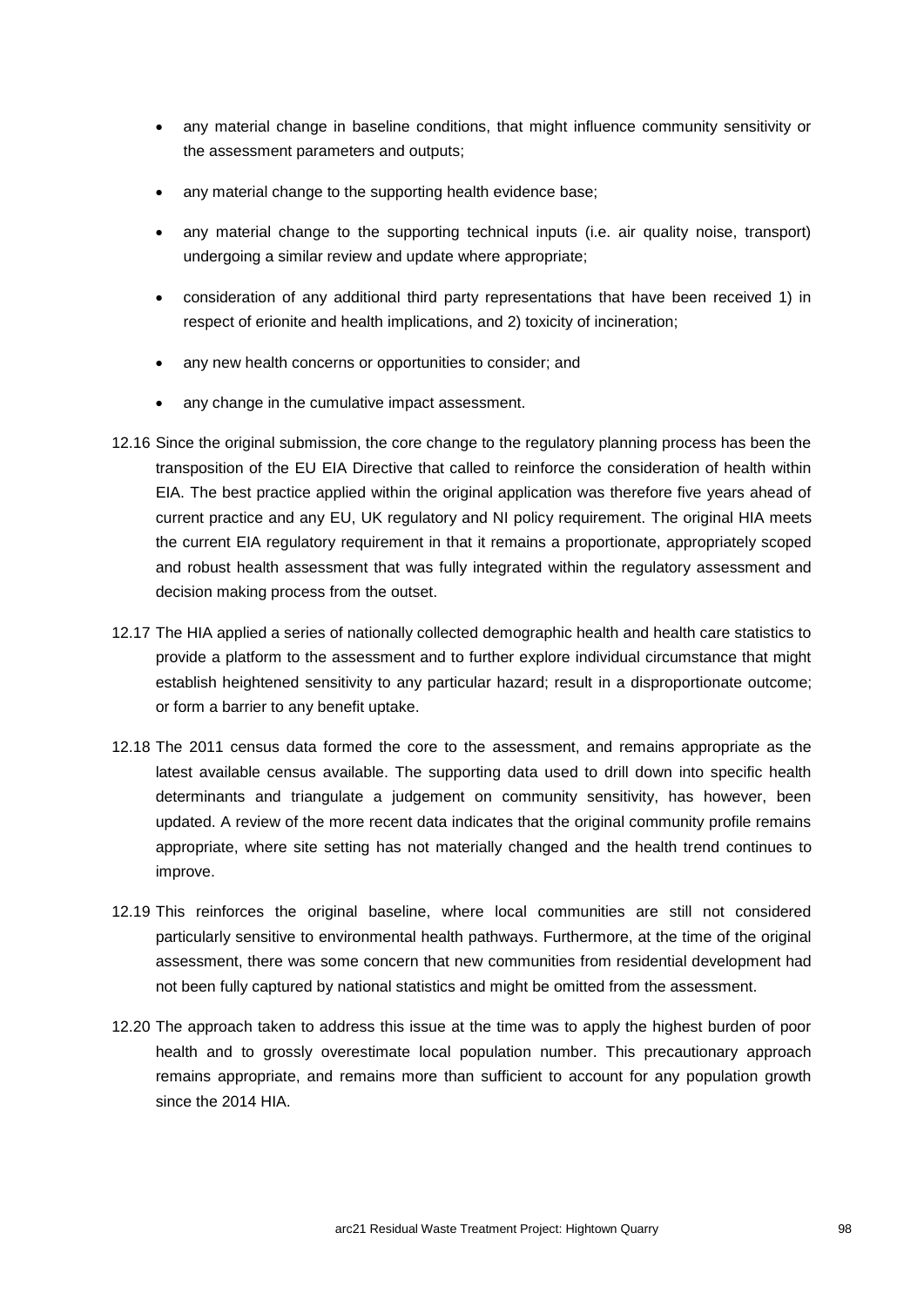- any material change in baseline conditions, that might influence community sensitivity or the assessment parameters and outputs;
- any material change to the supporting health evidence base;
- any material change to the supporting technical inputs (i.e. air quality noise, transport) undergoing a similar review and update where appropriate;
- consideration of any additional third party representations that have been received 1) in respect of erionite and health implications, and 2) toxicity of incineration;
- any new health concerns or opportunities to consider; and
- any change in the cumulative impact assessment.

12.16 Since the original submission, the core change to the regulatory planning process has been the transposition of the EU EIA Directive that called to reinforce the consideration of health within EIA. The best practice applied within the original application was therefore five years ahead of current practice and any EU, UK regulatory and NI policy requirement. The original HIA meets the current EIA regulatory requirement in that it remains a proportionate, appropriately scoped and robust health assessment that was fully integrated within the regulatory assessment and decision making process from the outset.

12.17 The HIA applied a series of nationally collected demographic health and health care statistics to provide a platform to the assessment and to further explore individual circumstance that might establish heightened sensitivity to any particular hazard; result in a disproportionate outcome; or form a barrier to any benefit uptake.

12.18 The 2011 census data formed the core to the assessment, and remains appropriate as the latest available census available. The supporting data used to drill down into specific health determinants and triangulate a judgement on community sensitivity, has however, been updated. A review of the more recent data indicates that the original community profile remains appropriate, where site setting has not materially changed and the health trend continues to improve.

12.19 This reinforces the original baseline, where local communities are still not considered particularly sensitive to environmental health pathways. Furthermore, at the time of the original assessment, there was some concern that new communities from residential development had not been fully captured by national statistics and might be omitted from the assessment.

12.20 The approach taken to address this issue at the time was to apply the highest burden of poor health and to grossly overestimate local population number. This precautionary approach remains appropriate, and remains more than sufficient to account for any population growth since the 2014 HIA.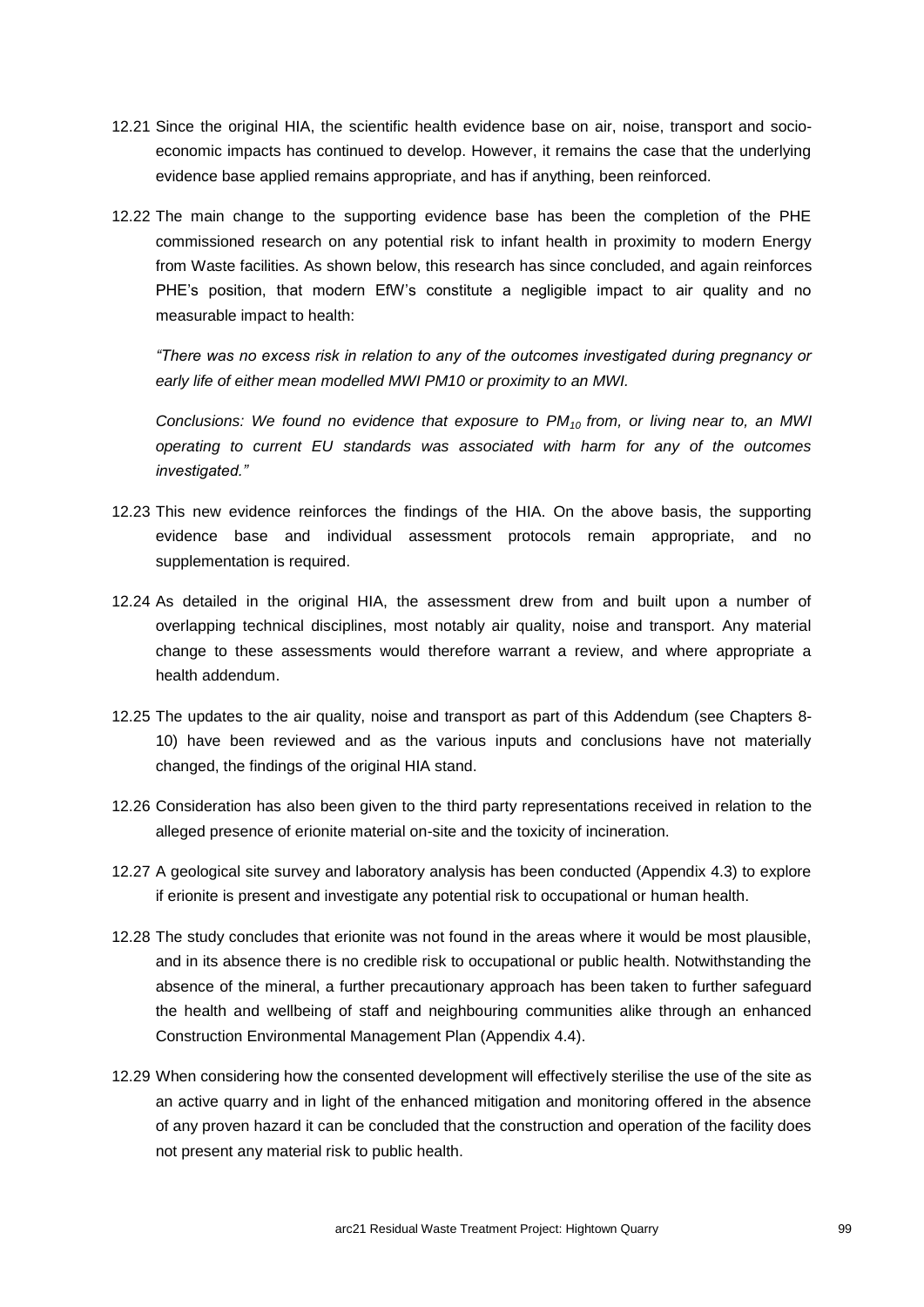12.21 Since the original HIA, the scientific health evidence base on air, noise, transport and socio-economic impacts has continued to develop. However, it remains the case that the underlying evidence base applied remains appropriate, and has if anything, been reinforced.

12.22 The main change to the supporting evidence base has been the completion of the PHE commissioned research on any potential risk to infant health in proximity to modern Energy from Waste facilities. As shown below, this research has since concluded, and again reinforces PHE's position, that modern EfW's constitute a negligible impact to air quality and no measurable impact to health:

*"There was no excess risk in relation to any of the outcomes investigated during pregnancy or early life of either mean modelled MWI PM10 or proximity to an MWI.*

*Conclusions: We found no evidence that exposure to $PM_{10}$ from, or living near to, an MWI operating to current EU standards was associated with harm for any of the outcomes investigated."*

12.23 This new evidence reinforces the findings of the HIA. On the above basis, the supporting evidence base and individual assessment protocols remain appropriate, and no supplementation is required.

12.24 As detailed in the original HIA, the assessment drew from and built upon a number of overlapping technical disciplines, most notably air quality, noise and transport. Any material change to these assessments would therefore warrant a review, and where appropriate a health addendum.

12.25 The updates to the air quality, noise and transport as part of this Addendum (see Chapters 8-10) have been reviewed and as the various inputs and conclusions have not materially changed, the findings of the original HIA stand.

12.26 Consideration has also been given to the third party representations received in relation to the alleged presence of erionite material on-site and the toxicity of incineration.

12.27 A geological site survey and laboratory analysis has been conducted (Appendix 4.3) to explore if erionite is present and investigate any potential risk to occupational or human health.

12.28 The study concludes that erionite was not found in the areas where it would be most plausible, and in its absence there is no credible risk to occupational or public health. Notwithstanding the absence of the mineral, a further precautionary approach has been taken to further safeguard the health and wellbeing of staff and neighbouring communities alike through an enhanced Construction Environmental Management Plan (Appendix 4.4).

12.29 When considering how the consented development will effectively sterilise the use of the site as an active quarry and in light of the enhanced mitigation and monitoring offered in the absence of any proven hazard it can be concluded that the construction and operation of the facility does not present any material risk to public health.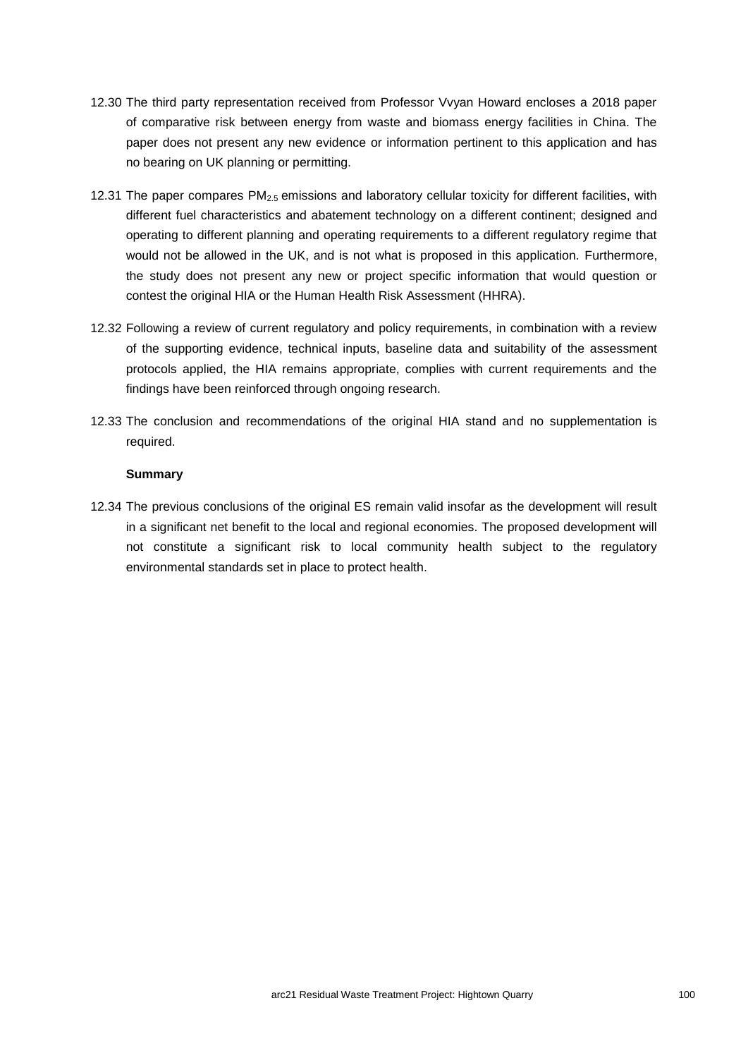12.30 The third party representation received from Professor Vvyan Howard encloses a 2018 paper of comparative risk between energy from waste and biomass energy facilities in China. The paper does not present any new evidence or information pertinent to this application and has no bearing on UK planning or permitting.

12.31 The paper compares $PM_{2.5}$ emissions and laboratory cellular toxicity for different facilities, with different fuel characteristics and abatement technology on a different continent; designed and operating to different planning and operating requirements to a different regulatory regime that would not be allowed in the UK, and is not what is proposed in this application. Furthermore, the study does not present any new or project specific information that would question or contest the original HIA or the Human Health Risk Assessment (HHRA).

12.32 Following a review of current regulatory and policy requirements, in combination with a review of the supporting evidence, technical inputs, baseline data and suitability of the assessment protocols applied, the HIA remains appropriate, complies with current requirements and the findings have been reinforced through ongoing research.

12.33 The conclusion and recommendations of the original HIA stand and no supplementation is required.

**Summary**

12.34 The previous conclusions of the original ES remain valid insofar as the development will result in a significant net benefit to the local and regional economies. The proposed development will not constitute a significant risk to local community health subject to the regulatory environmental standards set in place to protect health.